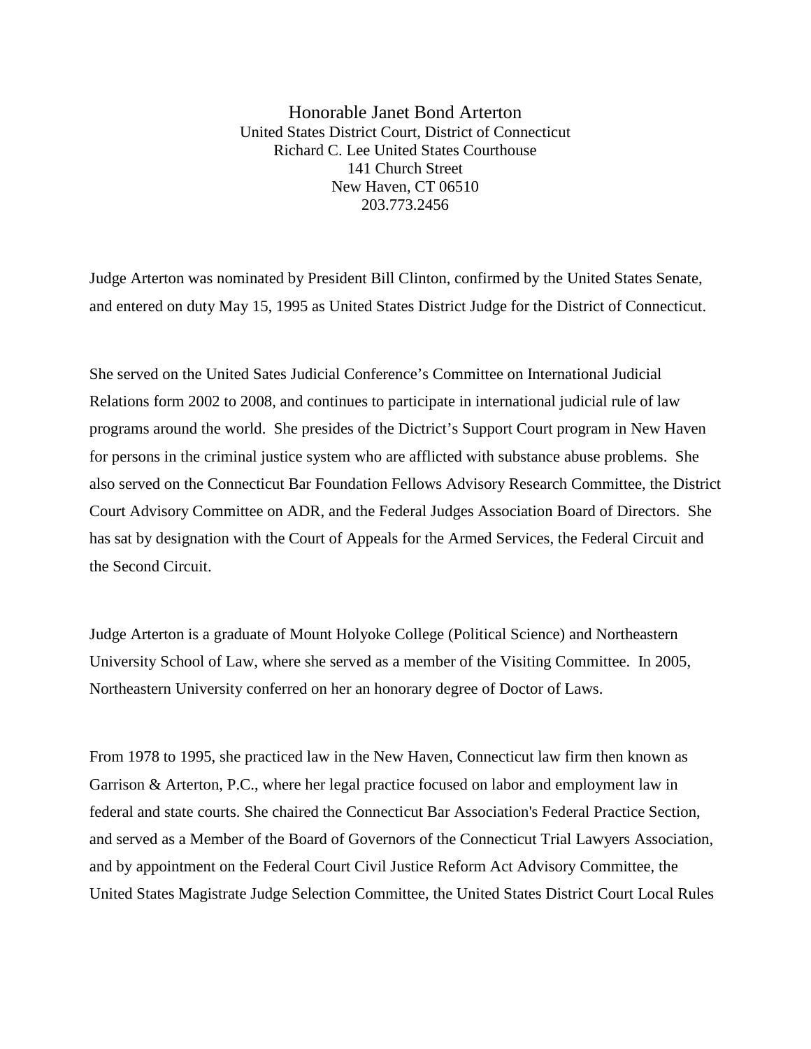Honorable Janet Bond Arterton
United States District Court, District of Connecticut
Richard C. Lee United States Courthouse
141 Church Street
New Haven, CT 06510
203.773.2456

Judge Arterton was nominated by President Bill Clinton, confirmed by the United States Senate, and entered on duty May 15, 1995 as United States District Judge for the District of Connecticut.

She served on the United Sates Judicial Conference's Committee on International Judicial Relations form 2002 to 2008, and continues to participate in international judicial rule of law programs around the world. She presides of the Dictrict's Support Court program in New Haven for persons in the criminal justice system who are afflicted with substance abuse problems. She also served on the Connecticut Bar Foundation Fellows Advisory Research Committee, the District Court Advisory Committee on ADR, and the Federal Judges Association Board of Directors. She has sat by designation with the Court of Appeals for the Armed Services, the Federal Circuit and the Second Circuit.

Judge Arterton is a graduate of Mount Holyoke College (Political Science) and Northeastern University School of Law, where she served as a member of the Visiting Committee. In 2005, Northeastern University conferred on her an honorary degree of Doctor of Laws.

From 1978 to 1995, she practiced law in the New Haven, Connecticut law firm then known as Garrison & Arterton, P.C., where her legal practice focused on labor and employment law in federal and state courts. She chaired the Connecticut Bar Association's Federal Practice Section, and served as a Member of the Board of Governors of the Connecticut Trial Lawyers Association, and by appointment on the Federal Court Civil Justice Reform Act Advisory Committee, the United States Magistrate Judge Selection Committee, the United States District Court Local Rules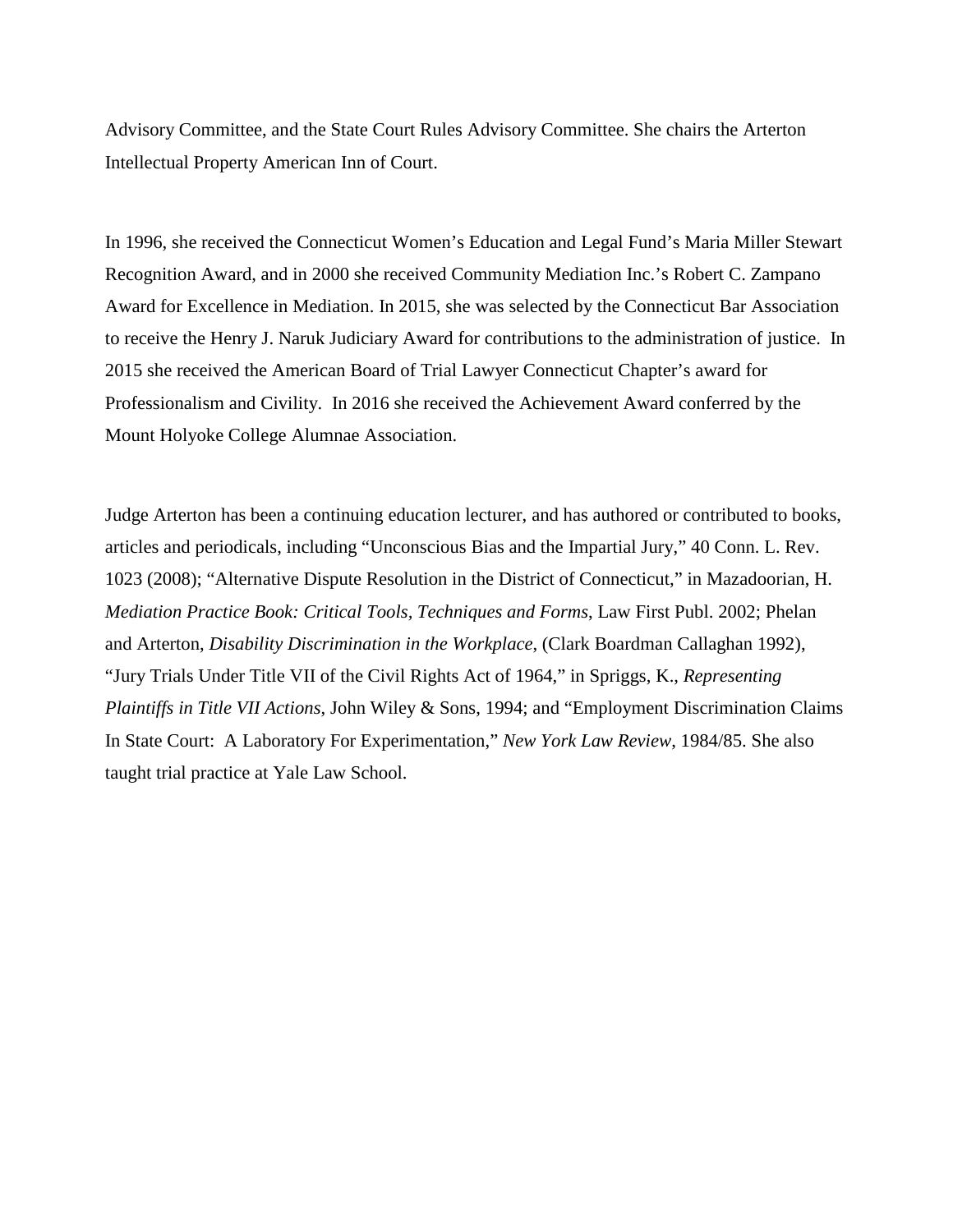Advisory Committee, and the State Court Rules Advisory Committee. She chairs the Arterton Intellectual Property American Inn of Court.

In 1996, she received the Connecticut Women's Education and Legal Fund's Maria Miller Stewart Recognition Award, and in 2000 she received Community Mediation Inc.'s Robert C. Zampano Award for Excellence in Mediation. In 2015, she was selected by the Connecticut Bar Association to receive the Henry J. Naruk Judiciary Award for contributions to the administration of justice. In 2015 she received the American Board of Trial Lawyer Connecticut Chapter's award for Professionalism and Civility. In 2016 she received the Achievement Award conferred by the Mount Holyoke College Alumnae Association.

Judge Arterton has been a continuing education lecturer, and has authored or contributed to books, articles and periodicals, including "Unconscious Bias and the Impartial Jury," 40 Conn. L. Rev. 1023 (2008); "Alternative Dispute Resolution in the District of Connecticut," in Mazadoorian, H. *Mediation Practice Book: Critical Tools, Techniques and Forms*, Law First Publ. 2002; Phelan and Arterton, *Disability Discrimination in the Workplace*, (Clark Boardman Callaghan 1992), "Jury Trials Under Title VII of the Civil Rights Act of 1964," in Spriggs, K., *Representing Plaintiffs in Title VII Actions*, John Wiley & Sons, 1994; and "Employment Discrimination Claims In State Court: A Laboratory For Experimentation," *New York Law Review*, 1984/85. She also taught trial practice at Yale Law School.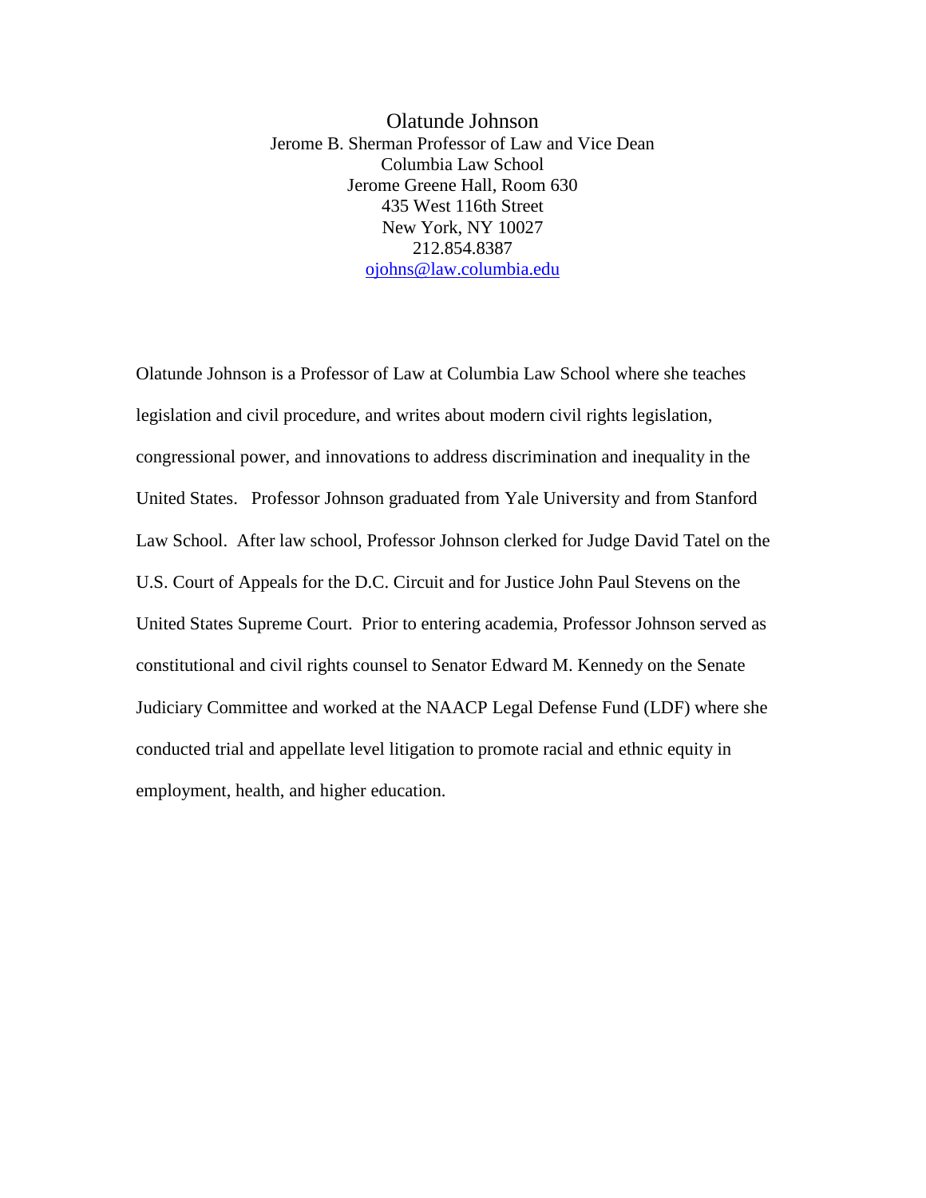Olatunde Johnson
Jerome B. Sherman Professor of Law and Vice Dean
Columbia Law School
Jerome Greene Hall, Room 630
435 West 116th Street
New York, NY 10027
212.854.8387
ojohns@law.columbia.edu

Olatunde Johnson is a Professor of Law at Columbia Law School where she teaches legislation and civil procedure, and writes about modern civil rights legislation, congressional power, and innovations to address discrimination and inequality in the United States. Professor Johnson graduated from Yale University and from Stanford Law School. After law school, Professor Johnson clerked for Judge David Tatel on the U.S. Court of Appeals for the D.C. Circuit and for Justice John Paul Stevens on the United States Supreme Court. Prior to entering academia, Professor Johnson served as constitutional and civil rights counsel to Senator Edward M. Kennedy on the Senate Judiciary Committee and worked at the NAACP Legal Defense Fund (LDF) where she conducted trial and appellate level litigation to promote racial and ethnic equity in employment, health, and higher education.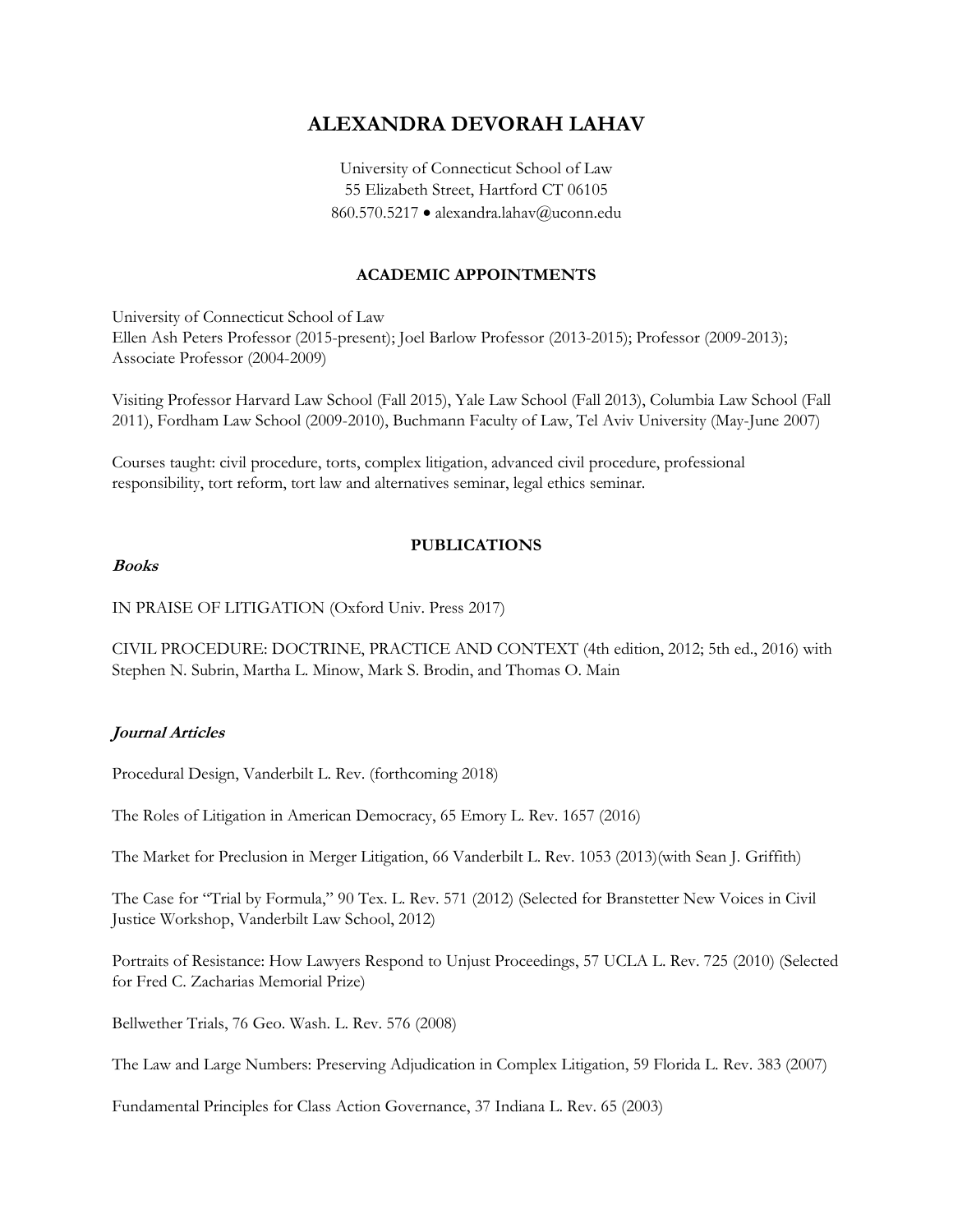# ALEXANDRA DEVORAH LAHAV

University of Connecticut School of Law
55 Elizabeth Street, Hartford CT 06105
860.570.5217 • alexandra.lahav@uconn.edu

## ACADEMIC APPOINTMENTS

University of Connecticut School of Law
Ellen Ash Peters Professor (2015-present); Joel Barlow Professor (2013-2015); Professor (2009-2013); Associate Professor (2004-2009)

Visiting Professor Harvard Law School (Fall 2015), Yale Law School (Fall 2013), Columbia Law School (Fall 2011), Fordham Law School (2009-2010), Buchmann Faculty of Law, Tel Aviv University (May-June 2007)

Courses taught: civil procedure, torts, complex litigation, advanced civil procedure, professional responsibility, tort reform, tort law and alternatives seminar, legal ethics seminar.

## PUBLICATIONS

### *Books*

IN PRAISE OF LITIGATION (Oxford Univ. Press 2017)

CIVIL PROCEDURE: DOCTRINE, PRACTICE AND CONTEXT (4th edition, 2012; 5th ed., 2016) with Stephen N. Subrin, Martha L. Minow, Mark S. Brodin, and Thomas O. Main

### *Journal Articles*

Procedural Design, Vanderbilt L. Rev. (forthcoming 2018)

The Roles of Litigation in American Democracy, 65 Emory L. Rev. 1657 (2016)

The Market for Preclusion in Merger Litigation, 66 Vanderbilt L. Rev. 1053 (2013)(with Sean J. Griffith)

The Case for "Trial by Formula," 90 Tex. L. Rev. 571 (2012) (Selected for Branstetter New Voices in Civil Justice Workshop, Vanderbilt Law School, 2012)

Portraits of Resistance: How Lawyers Respond to Unjust Proceedings, 57 UCLA L. Rev. 725 (2010) (Selected for Fred C. Zacharias Memorial Prize)

Bellwether Trials, 76 Geo. Wash. L. Rev. 576 (2008)

The Law and Large Numbers: Preserving Adjudication in Complex Litigation, 59 Florida L. Rev. 383 (2007)

Fundamental Principles for Class Action Governance, 37 Indiana L. Rev. 65 (2003)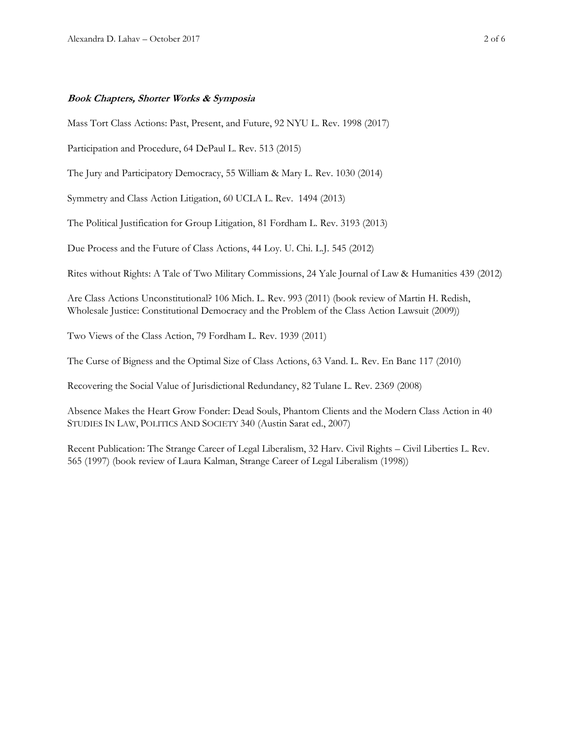### ***Book Chapters, Shorter Works & Symposia***

Mass Tort Class Actions: Past, Present, and Future, 92 NYU L. Rev. 1998 (2017)

Participation and Procedure, 64 DePaul L. Rev. 513 (2015)

The Jury and Participatory Democracy, 55 William & Mary L. Rev. 1030 (2014)

Symmetry and Class Action Litigation, 60 UCLA L. Rev. 1494 (2013)

The Political Justification for Group Litigation, 81 Fordham L. Rev. 3193 (2013)

Due Process and the Future of Class Actions, 44 Loy. U. Chi. L.J. 545 (2012)

Rites without Rights: A Tale of Two Military Commissions, 24 Yale Journal of Law & Humanities 439 (2012)

Are Class Actions Unconstitutional? 106 Mich. L. Rev. 993 (2011) (book review of Martin H. Redish, Wholesale Justice: Constitutional Democracy and the Problem of the Class Action Lawsuit (2009))

Two Views of the Class Action, 79 Fordham L. Rev. 1939 (2011)

The Curse of Bigness and the Optimal Size of Class Actions, 63 Vand. L. Rev. En Banc 117 (2010)

Recovering the Social Value of Jurisdictional Redundancy, 82 Tulane L. Rev. 2369 (2008)

Absence Makes the Heart Grow Fonder: Dead Souls, Phantom Clients and the Modern Class Action in 40 STUDIES IN LAW, POLITICS AND SOCIETY 340 (Austin Sarat ed., 2007)

Recent Publication: The Strange Career of Legal Liberalism, 32 Harv. Civil Rights – Civil Liberties L. Rev. 565 (1997) (book review of Laura Kalman, Strange Career of Legal Liberalism (1998))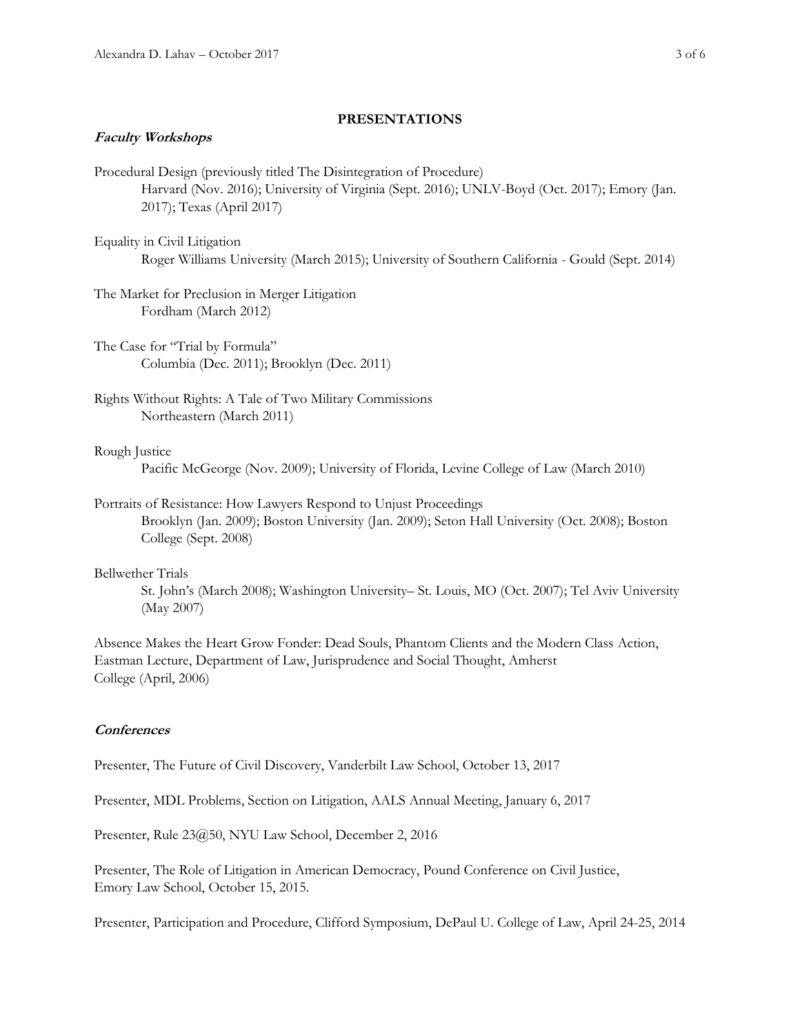## PRESENTATIONS

### *Faculty Workshops*

Procedural Design (previously titled The Disintegration of Procedure)
Harvard (Nov. 2016); University of Virginia (Sept. 2016); UNLV-Boyd (Oct. 2017); Emory (Jan. 2017); Texas (April 2017)

Equality in Civil Litigation
Roger Williams University (March 2015); University of Southern California - Gould (Sept. 2014)

The Market for Preclusion in Merger Litigation
Fordham (March 2012)

The Case for "Trial by Formula"
Columbia (Dec. 2011); Brooklyn (Dec. 2011)

Rights Without Rights: A Tale of Two Military Commissions
Northeastern (March 2011)

Rough Justice
Pacific McGeorge (Nov. 2009); University of Florida, Levine College of Law (March 2010)

Portraits of Resistance: How Lawyers Respond to Unjust Proceedings
Brooklyn (Jan. 2009); Boston University (Jan. 2009); Seton Hall University (Oct. 2008); Boston College (Sept. 2008)

Bellwether Trials
St. John's (March 2008); Washington University– St. Louis, MO (Oct. 2007); Tel Aviv University (May 2007)

Absence Makes the Heart Grow Fonder: Dead Souls, Phantom Clients and the Modern Class Action, Eastman Lecture, Department of Law, Jurisprudence and Social Thought, Amherst College (April, 2006)

### *Conferences*

Presenter, The Future of Civil Discovery, Vanderbilt Law School, October 13, 2017

Presenter, MDL Problems, Section on Litigation, AALS Annual Meeting, January 6, 2017

Presenter, Rule 23@50, NYU Law School, December 2, 2016

Presenter, The Role of Litigation in American Democracy, Pound Conference on Civil Justice, Emory Law School, October 15, 2015.

Presenter, Participation and Procedure, Clifford Symposium, DePaul U. College of Law, April 24-25, 2014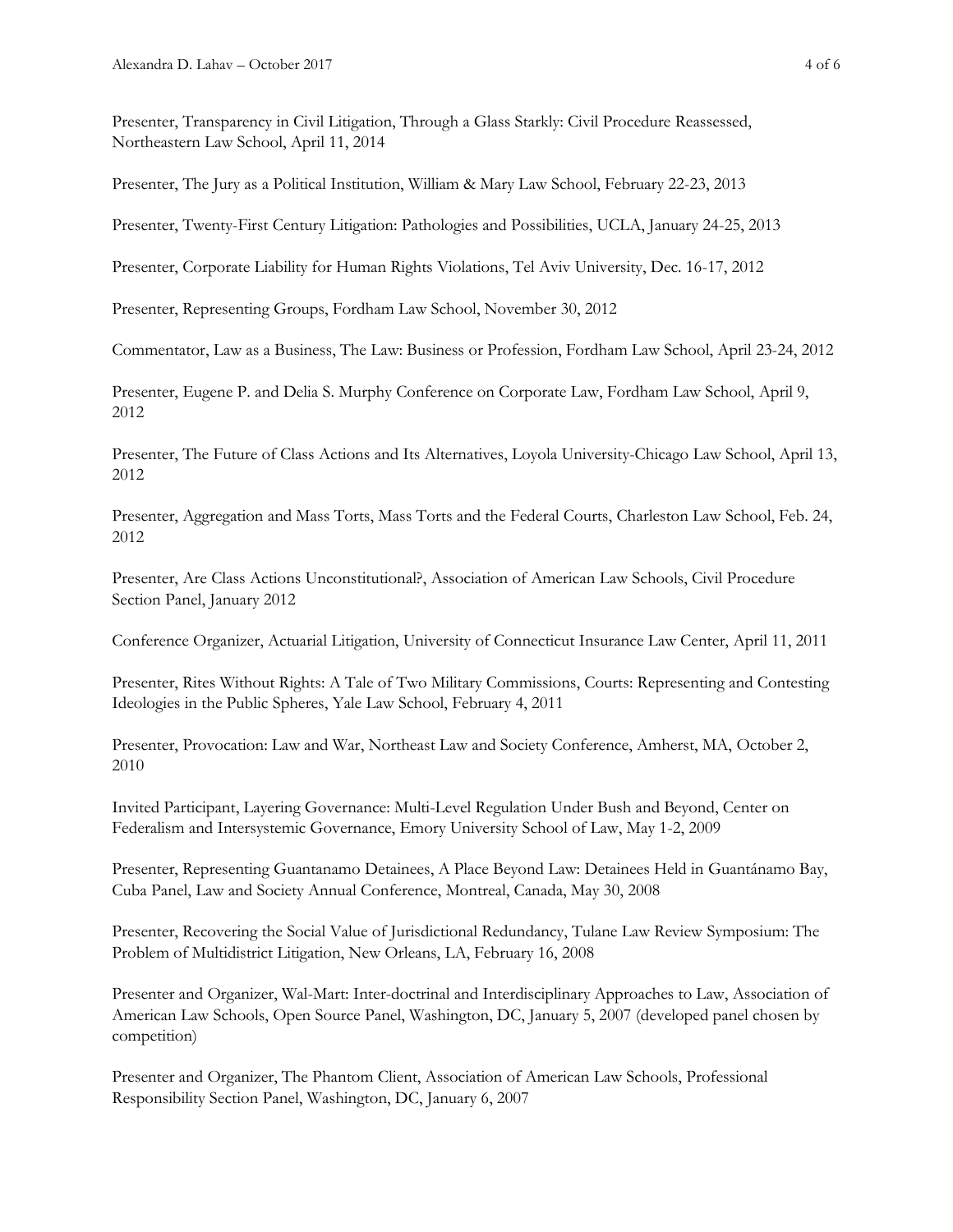Presenter, Transparency in Civil Litigation, Through a Glass Starkly: Civil Procedure Reassessed, Northeastern Law School, April 11, 2014

Presenter, The Jury as a Political Institution, William & Mary Law School, February 22-23, 2013

Presenter, Twenty-First Century Litigation: Pathologies and Possibilities, UCLA, January 24-25, 2013

Presenter, Corporate Liability for Human Rights Violations, Tel Aviv University, Dec. 16-17, 2012

Presenter, Representing Groups, Fordham Law School, November 30, 2012

Commentator, Law as a Business, The Law: Business or Profession, Fordham Law School, April 23-24, 2012

Presenter, Eugene P. and Delia S. Murphy Conference on Corporate Law, Fordham Law School, April 9, 2012

Presenter, The Future of Class Actions and Its Alternatives, Loyola University-Chicago Law School, April 13, 2012

Presenter, Aggregation and Mass Torts, Mass Torts and the Federal Courts, Charleston Law School, Feb. 24, 2012

Presenter, Are Class Actions Unconstitutional?, Association of American Law Schools, Civil Procedure Section Panel, January 2012

Conference Organizer, Actuarial Litigation, University of Connecticut Insurance Law Center, April 11, 2011

Presenter, Rites Without Rights: A Tale of Two Military Commissions, Courts: Representing and Contesting Ideologies in the Public Spheres, Yale Law School, February 4, 2011

Presenter, Provocation: Law and War, Northeast Law and Society Conference, Amherst, MA, October 2, 2010

Invited Participant, Layering Governance: Multi-Level Regulation Under Bush and Beyond, Center on Federalism and Intersystemic Governance, Emory University School of Law, May 1-2, 2009

Presenter, Representing Guantanamo Detainees, A Place Beyond Law: Detainees Held in Guantánamo Bay, Cuba Panel, Law and Society Annual Conference, Montreal, Canada, May 30, 2008

Presenter, Recovering the Social Value of Jurisdictional Redundancy, Tulane Law Review Symposium: The Problem of Multidistrict Litigation, New Orleans, LA, February 16, 2008

Presenter and Organizer, Wal-Mart: Inter-doctrinal and Interdisciplinary Approaches to Law, Association of American Law Schools, Open Source Panel, Washington, DC, January 5, 2007 (developed panel chosen by competition)

Presenter and Organizer, The Phantom Client, Association of American Law Schools, Professional Responsibility Section Panel, Washington, DC, January 6, 2007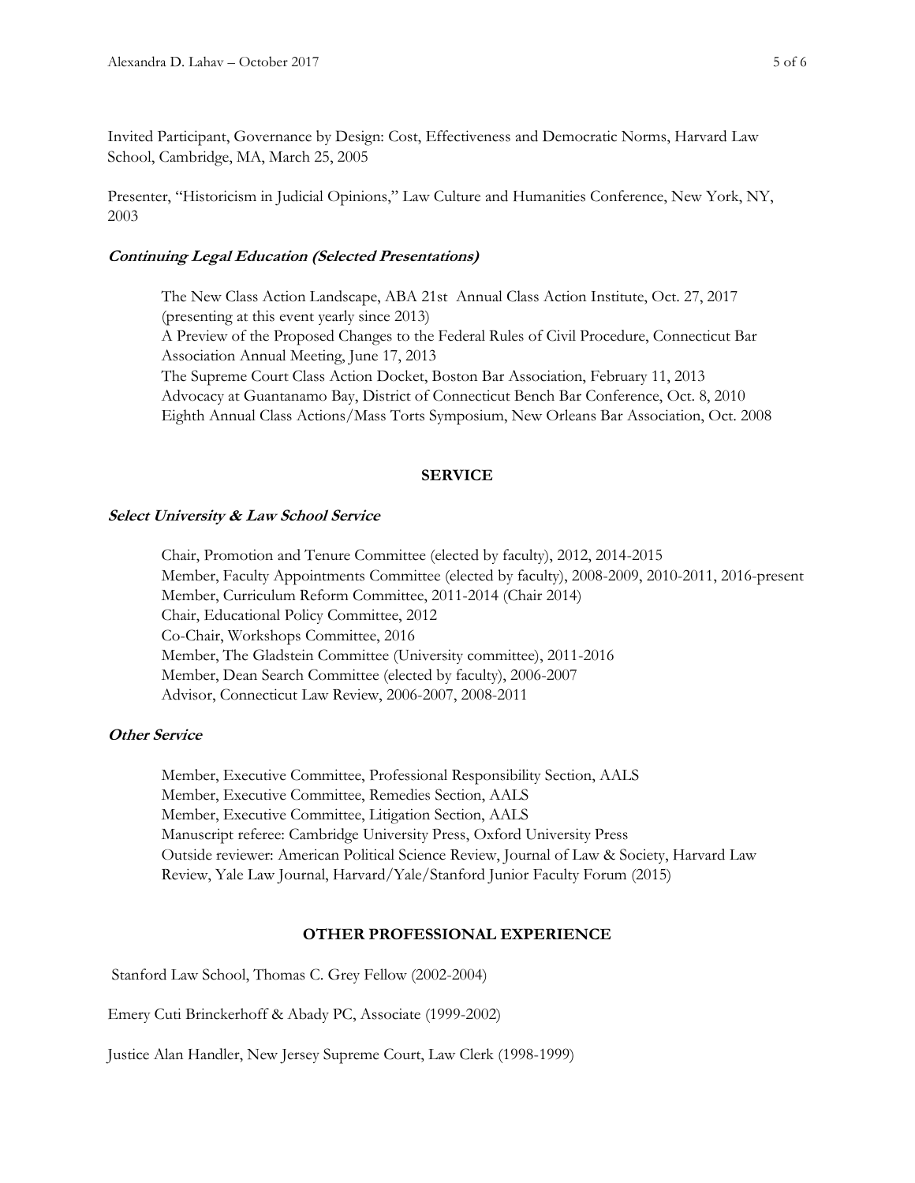Invited Participant, Governance by Design: Cost, Effectiveness and Democratic Norms, Harvard Law School, Cambridge, MA, March 25, 2005

Presenter, "Historicism in Judicial Opinions," Law Culture and Humanities Conference, New York, NY, 2003

### *Continuing Legal Education (Selected Presentations)*

The New Class Action Landscape, ABA 21st Annual Class Action Institute, Oct. 27, 2017 (presenting at this event yearly since 2013)
A Preview of the Proposed Changes to the Federal Rules of Civil Procedure, Connecticut Bar Association Annual Meeting, June 17, 2013
The Supreme Court Class Action Docket, Boston Bar Association, February 11, 2013
Advocacy at Guantanamo Bay, District of Connecticut Bench Bar Conference, Oct. 8, 2010
Eighth Annual Class Actions/Mass Torts Symposium, New Orleans Bar Association, Oct. 2008

## SERVICE

### *Select University & Law School Service*

Chair, Promotion and Tenure Committee (elected by faculty), 2012, 2014-2015
Member, Faculty Appointments Committee (elected by faculty), 2008-2009, 2010-2011, 2016-present
Member, Curriculum Reform Committee, 2011-2014 (Chair 2014)
Chair, Educational Policy Committee, 2012
Co-Chair, Workshops Committee, 2016
Member, The Gladstein Committee (University committee), 2011-2016
Member, Dean Search Committee (elected by faculty), 2006-2007
Advisor, Connecticut Law Review, 2006-2007, 2008-2011

### *Other Service*

Member, Executive Committee, Professional Responsibility Section, AALS
Member, Executive Committee, Remedies Section, AALS
Member, Executive Committee, Litigation Section, AALS
Manuscript referee: Cambridge University Press, Oxford University Press
Outside reviewer: American Political Science Review, Journal of Law & Society, Harvard Law Review, Yale Law Journal, Harvard/Yale/Stanford Junior Faculty Forum (2015)

## OTHER PROFESSIONAL EXPERIENCE

Stanford Law School, Thomas C. Grey Fellow (2002-2004)

Emery Cuti Brinckerhoff & Abady PC, Associate (1999-2002)

Justice Alan Handler, New Jersey Supreme Court, Law Clerk (1998-1999)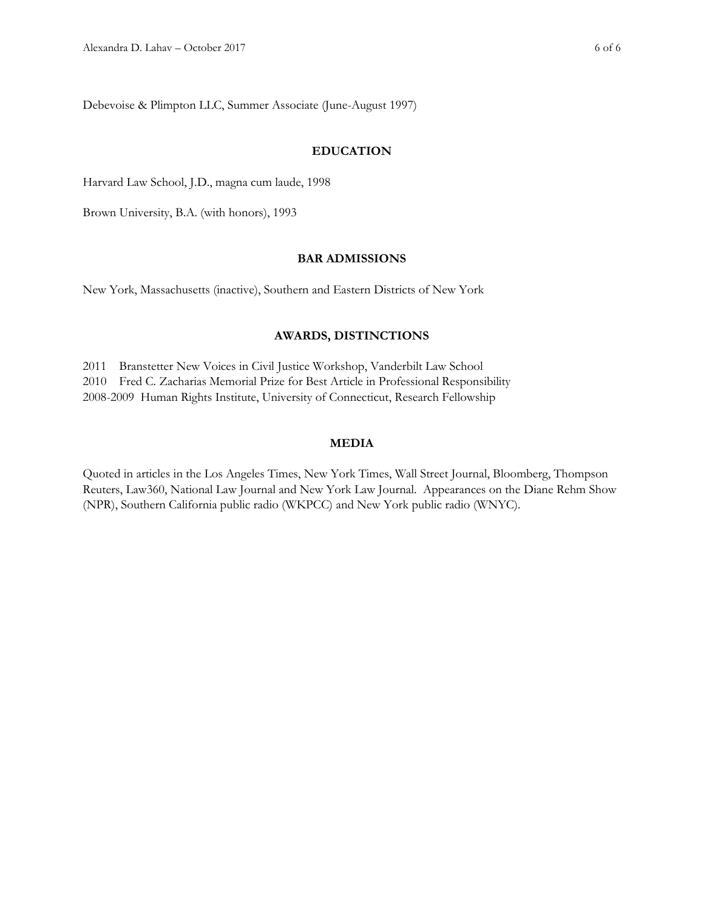Debevoise & Plimpton LLC, Summer Associate (June-August 1997)

## EDUCATION

Harvard Law School, J.D., magna cum laude, 1998

Brown University, B.A. (with honors), 1993

## BAR ADMISSIONS

New York, Massachusetts (inactive), Southern and Eastern Districts of New York

## AWARDS, DISTINCTIONS

2011 Branstetter New Voices in Civil Justice Workshop, Vanderbilt Law School
2010 Fred C. Zacharias Memorial Prize for Best Article in Professional Responsibility
2008-2009 Human Rights Institute, University of Connecticut, Research Fellowship

## MEDIA

Quoted in articles in the Los Angeles Times, New York Times, Wall Street Journal, Bloomberg, Thompson Reuters, Law360, National Law Journal and New York Law Journal. Appearances on the Diane Rehm Show (NPR), Southern California public radio (WKPCC) and New York public radio (WNYC).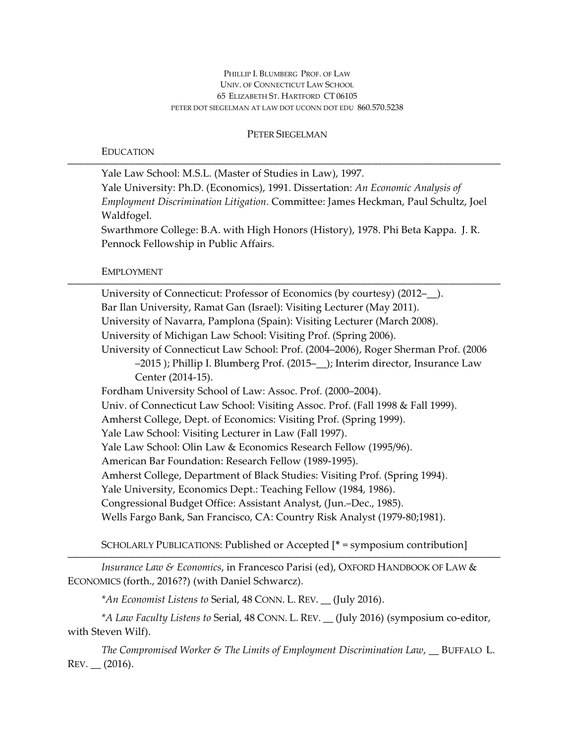PHILLIP I. BLUMBERG PROF. OF LAW
UNIV. OF CONNECTICUT LAW SCHOOL
65 ELIZABETH ST. HARTFORD CT 06105
PETER DOT SIEGELMAN AT LAW DOT UCONN DOT EDU 860.570.5238

# PETER SIEGELMAN

## EDUCATION

Yale Law School: M.S.L. (Master of Studies in Law), 1997.
Yale University: Ph.D. (Economics), 1991. Dissertation: *An Economic Analysis of Employment Discrimination Litigation*. Committee: James Heckman, Paul Schultz, Joel Waldfogel.
Swarthmore College: B.A. with High Honors (History), 1978. Phi Beta Kappa. J. R. Pennock Fellowship in Public Affairs.

## EMPLOYMENT

University of Connecticut: Professor of Economics (by courtesy) (2012–__).
Bar Ilan University, Ramat Gan (Israel): Visiting Lecturer (May 2011).
University of Navarra, Pamplona (Spain): Visiting Lecturer (March 2008).
University of Michigan Law School: Visiting Prof. (Spring 2006).
University of Connecticut Law School: Prof. (2004–2006), Roger Sherman Prof. (2006 –2015 ); Phillip I. Blumberg Prof. (2015–__); Interim director, Insurance Law Center (2014-15).
Fordham University School of Law: Assoc. Prof. (2000–2004).
Univ. of Connecticut Law School: Visiting Assoc. Prof. (Fall 1998 & Fall 1999).
Amherst College, Dept. of Economics: Visiting Prof. (Spring 1999).
Yale Law School: Visiting Lecturer in Law (Fall 1997).
Yale Law School: Olin Law & Economics Research Fellow (1995/96).
American Bar Foundation: Research Fellow (1989-1995).
Amherst College, Department of Black Studies: Visiting Prof. (Spring 1994).
Yale University, Economics Dept.: Teaching Fellow (1984, 1986).
Congressional Budget Office: Assistant Analyst, (Jun.–Dec., 1985).
Wells Fargo Bank, San Francisco, CA: Country Risk Analyst (1979-80;1981).

## SCHOLARLY PUBLICATIONS: Published or Accepted [* = symposium contribution]

*Insurance Law & Economics*, in Francesco Parisi (ed), OXFORD HANDBOOK OF LAW & ECONOMICS (forth., 2016??) (with Daniel Schwarcz).

**An Economist Listens to* Serial, 48 CONN. L. REV. __ (July 2016).

**A Law Faculty Listens to* Serial, 48 CONN. L. REV. __ (July 2016) (symposium co-editor, with Steven Wilf).

*The Compromised Worker & The Limits of Employment Discrimination Law*, __ BUFFALO L. REV. __ (2016).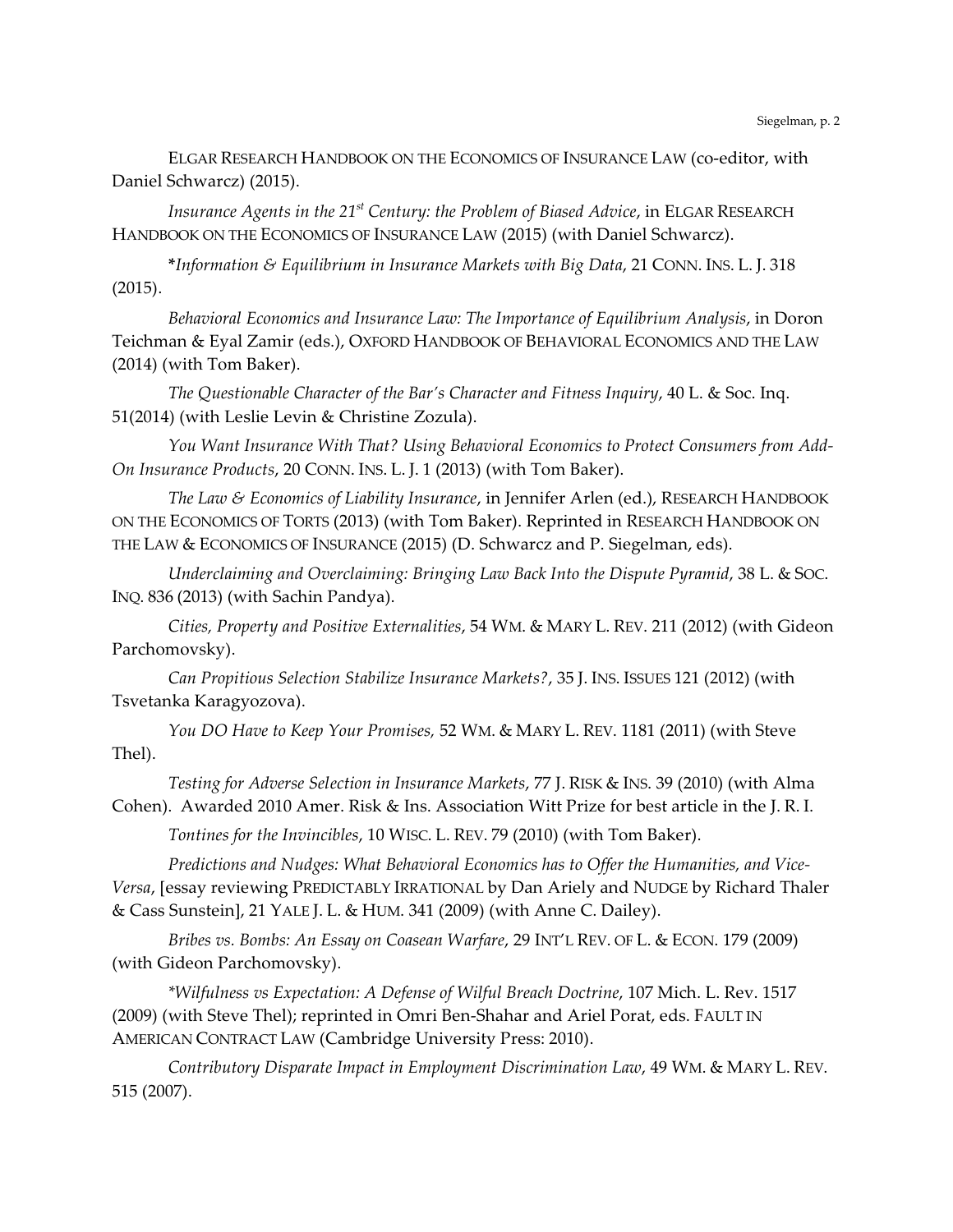ELGAR RESEARCH HANDBOOK ON THE ECONOMICS OF INSURANCE LAW (co-editor, with Daniel Schwarcz) (2015).

*Insurance Agents in the 21st Century: the Problem of Biased Advice*, in ELGAR RESEARCH HANDBOOK ON THE ECONOMICS OF INSURANCE LAW (2015) (with Daniel Schwarcz).

\**Information & Equilibrium in Insurance Markets with Big Data*, 21 CONN. INS. L. J. 318 (2015).

*Behavioral Economics and Insurance Law: The Importance of Equilibrium Analysis*, in Doron Teichman & Eyal Zamir (eds.), OXFORD HANDBOOK OF BEHAVIORAL ECONOMICS AND THE LAW (2014) (with Tom Baker).

*The Questionable Character of the Bar's Character and Fitness Inquiry*, 40 L. & Soc. Inq. 51(2014) (with Leslie Levin & Christine Zozula).

*You Want Insurance With That? Using Behavioral Economics to Protect Consumers from Add-On Insurance Products*, 20 CONN. INS. L. J. 1 (2013) (with Tom Baker).

*The Law & Economics of Liability Insurance*, in Jennifer Arlen (ed.), RESEARCH HANDBOOK ON THE ECONOMICS OF TORTS (2013) (with Tom Baker). Reprinted in RESEARCH HANDBOOK ON THE LAW & ECONOMICS OF INSURANCE (2015) (D. Schwarcz and P. Siegelman, eds).

*Underclaiming and Overclaiming: Bringing Law Back Into the Dispute Pyramid*, 38 L. & SOC. INQ. 836 (2013) (with Sachin Pandya).

*Cities, Property and Positive Externalities*, 54 WM. & MARY L. REV. 211 (2012) (with Gideon Parchomovsky).

*Can Propitious Selection Stabilize Insurance Markets?*, 35 J. INS. ISSUES 121 (2012) (with Tsvetanka Karagyozova).

*You DO Have to Keep Your Promises,* 52 WM. & MARY L. REV. 1181 (2011) (with Steve Thel).

*Testing for Adverse Selection in Insurance Markets*, 77 J. RISK & INS. 39 (2010) (with Alma Cohen). Awarded 2010 Amer. Risk & Ins. Association Witt Prize for best article in the J. R. I.

*Tontines for the Invincibles*, 10 WISC. L. REV. 79 (2010) (with Tom Baker).

*Predictions and Nudges: What Behavioral Economics has to Offer the Humanities, and Vice-Versa*, [essay reviewing PREDICTABLY IRRATIONAL by Dan Ariely and NUDGE by Richard Thaler & Cass Sunstein], 21 YALE J. L. & HUM. 341 (2009) (with Anne C. Dailey).

*Bribes vs. Bombs: An Essay on Coasean Warfare*, 29 INT'L REV. OF L. & ECON. 179 (2009) (with Gideon Parchomovsky).

\**Wilfulness vs Expectation: A Defense of Wilful Breach Doctrine*, 107 Mich. L. Rev. 1517 (2009) (with Steve Thel); reprinted in Omri Ben-Shahar and Ariel Porat, eds. FAULT IN AMERICAN CONTRACT LAW (Cambridge University Press: 2010).

*Contributory Disparate Impact in Employment Discrimination Law*, 49 WM. & MARY L. REV. 515 (2007).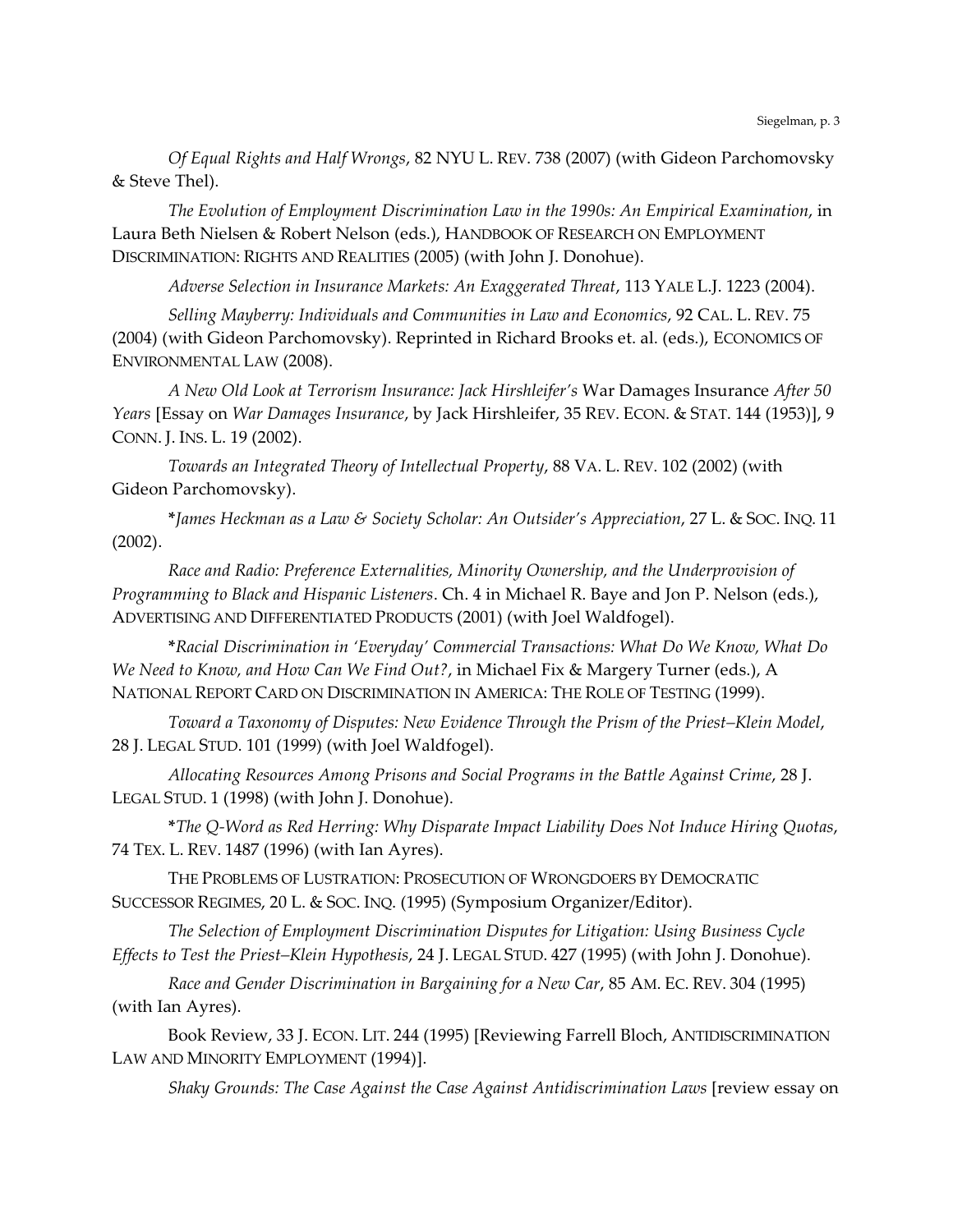*Of Equal Rights and Half Wrongs*, 82 NYU L. REV. 738 (2007) (with Gideon Parchomovsky & Steve Thel).

*The Evolution of Employment Discrimination Law in the 1990s: An Empirical Examination*, in Laura Beth Nielsen & Robert Nelson (eds.), HANDBOOK OF RESEARCH ON EMPLOYMENT DISCRIMINATION: RIGHTS AND REALITIES (2005) (with John J. Donohue).

*Adverse Selection in Insurance Markets: An Exaggerated Threat*, 113 YALE L.J. 1223 (2004).

*Selling Mayberry: Individuals and Communities in Law and Economics*, 92 CAL. L. REV. 75 (2004) (with Gideon Parchomovsky). Reprinted in Richard Brooks et. al. (eds.), ECONOMICS OF ENVIRONMENTAL LAW (2008).

*A New Old Look at Terrorism Insurance: Jack Hirshleifer's* War Damages Insurance *After 50 Years* [Essay on *War Damages Insurance*, by Jack Hirshleifer, 35 REV. ECON. & STAT. 144 (1953)], 9 CONN. J. INS. L. 19 (2002).

*Towards an Integrated Theory of Intellectual Property*, 88 VA. L. REV. 102 (2002) (with Gideon Parchomovsky).

\**James Heckman as a Law & Society Scholar: An Outsider's Appreciation*, 27 L. & SOC. INQ. 11 (2002).

*Race and Radio: Preference Externalities, Minority Ownership, and the Underprovision of Programming to Black and Hispanic Listeners*. Ch. 4 in Michael R. Baye and Jon P. Nelson (eds.), ADVERTISING AND DIFFERENTIATED PRODUCTS (2001) (with Joel Waldfogel).

\**Racial Discrimination in 'Everyday' Commercial Transactions: What Do We Know, What Do We Need to Know, and How Can We Find Out?*, in Michael Fix & Margery Turner (eds.), A NATIONAL REPORT CARD ON DISCRIMINATION IN AMERICA: THE ROLE OF TESTING (1999).

*Toward a Taxonomy of Disputes: New Evidence Through the Prism of the Priest–Klein Model*, 28 J. LEGAL STUD. 101 (1999) (with Joel Waldfogel).

*Allocating Resources Among Prisons and Social Programs in the Battle Against Crime*, 28 J. LEGAL STUD. 1 (1998) (with John J. Donohue).

\**The Q-Word as Red Herring: Why Disparate Impact Liability Does Not Induce Hiring Quotas*, 74 TEX. L. REV. 1487 (1996) (with Ian Ayres).

THE PROBLEMS OF LUSTRATION: PROSECUTION OF WRONGDOERS BY DEMOCRATIC SUCCESSOR REGIMES, 20 L. & SOC. INQ. (1995) (Symposium Organizer/Editor).

*The Selection of Employment Discrimination Disputes for Litigation: Using Business Cycle Effects to Test the Priest–Klein Hypothesis*, 24 J. LEGAL STUD. 427 (1995) (with John J. Donohue).

*Race and Gender Discrimination in Bargaining for a New Car*, 85 AM. EC. REV. 304 (1995) (with Ian Ayres).

Book Review, 33 J. ECON. LIT. 244 (1995) [Reviewing Farrell Bloch, ANTIDISCRIMINATION LAW AND MINORITY EMPLOYMENT (1994)].

*Shaky Grounds: The Case Against the Case Against Antidiscrimination Laws* [review essay on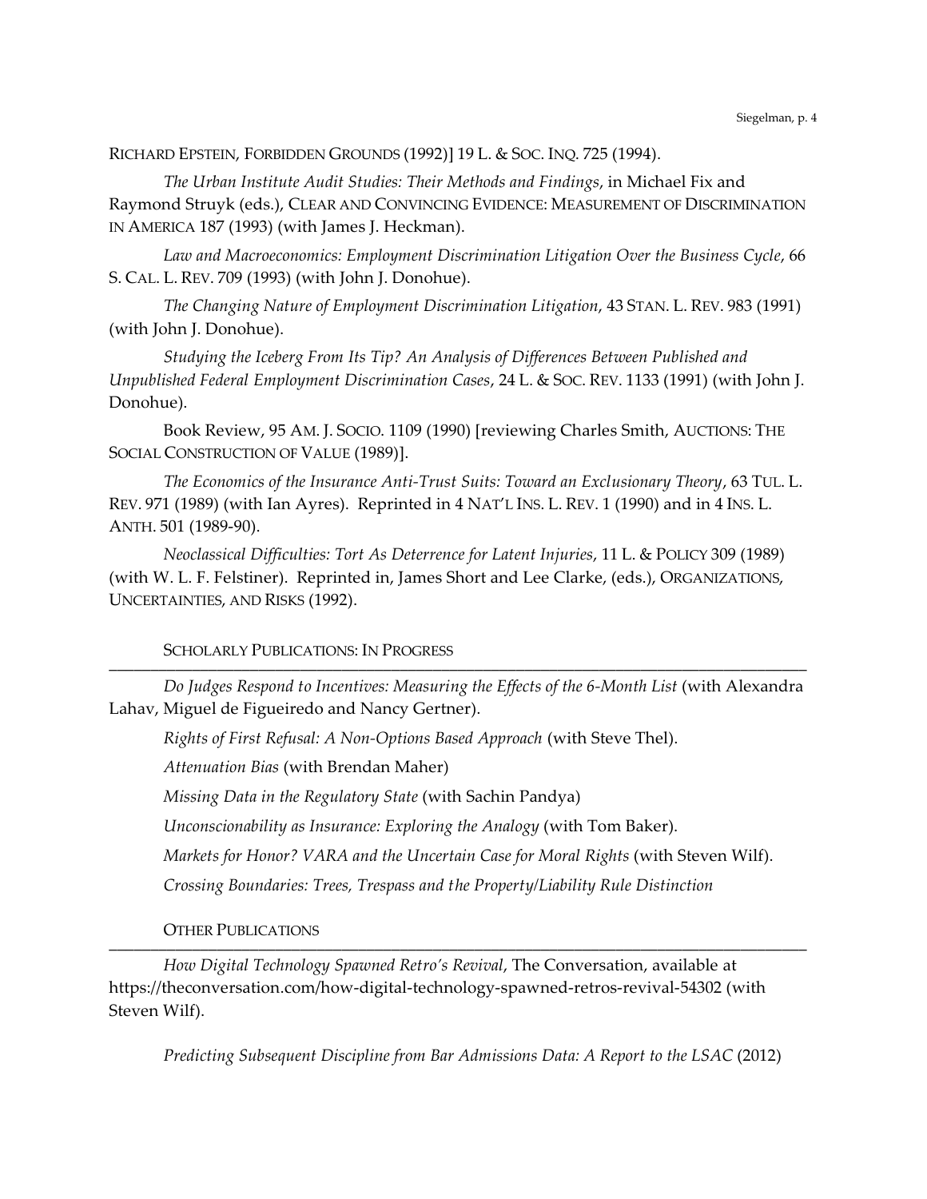RICHARD EPSTEIN, FORBIDDEN GROUNDS (1992)] 19 L. & SOC. INQ. 725 (1994).

*The Urban Institute Audit Studies: Their Methods and Findings*, in Michael Fix and Raymond Struyk (eds.), CLEAR AND CONVINCING EVIDENCE: MEASUREMENT OF DISCRIMINATION IN AMERICA 187 (1993) (with James J. Heckman).

*Law and Macroeconomics: Employment Discrimination Litigation Over the Business Cycle*, 66 S. CAL. L. REV. 709 (1993) (with John J. Donohue).

*The Changing Nature of Employment Discrimination Litigation*, 43 STAN. L. REV. 983 (1991) (with John J. Donohue).

*Studying the Iceberg From Its Tip? An Analysis of Differences Between Published and Unpublished Federal Employment Discrimination Cases*, 24 L. & SOC. REV. 1133 (1991) (with John J. Donohue).

Book Review, 95 AM. J. SOCIO. 1109 (1990) [reviewing Charles Smith, AUCTIONS: THE SOCIAL CONSTRUCTION OF VALUE (1989)].

*The Economics of the Insurance Anti-Trust Suits: Toward an Exclusionary Theory*, 63 TUL. L. REV. 971 (1989) (with Ian Ayres). Reprinted in 4 NAT'L INS. L. REV. 1 (1990) and in 4 INS. L. ANTH. 501 (1989-90).

*Neoclassical Difficulties: Tort As Deterrence for Latent Injuries*, 11 L. & POLICY 309 (1989) (with W. L. F. Felstiner). Reprinted in, James Short and Lee Clarke, (eds.), ORGANIZATIONS, UNCERTAINTIES, AND RISKS (1992).

## SCHOLARLY PUBLICATIONS: IN PROGRESS

*Do Judges Respond to Incentives: Measuring the Effects of the 6-Month List* (with Alexandra Lahav, Miguel de Figueiredo and Nancy Gertner).

*Rights of First Refusal: A Non-Options Based Approach* (with Steve Thel).

*Attenuation Bias* (with Brendan Maher)

*Missing Data in the Regulatory State* (with Sachin Pandya)

*Unconscionability as Insurance: Exploring the Analogy* (with Tom Baker).

*Markets for Honor? VARA and the Uncertain Case for Moral Rights* (with Steven Wilf).

*Crossing Boundaries: Trees, Trespass and the Property/Liability Rule Distinction*

## OTHER PUBLICATIONS

*How Digital Technology Spawned Retro's Revival*, The Conversation, available at https://theconversation.com/how-digital-technology-spawned-retros-revival-54302 (with Steven Wilf).

*Predicting Subsequent Discipline from Bar Admissions Data: A Report to the LSAC* (2012)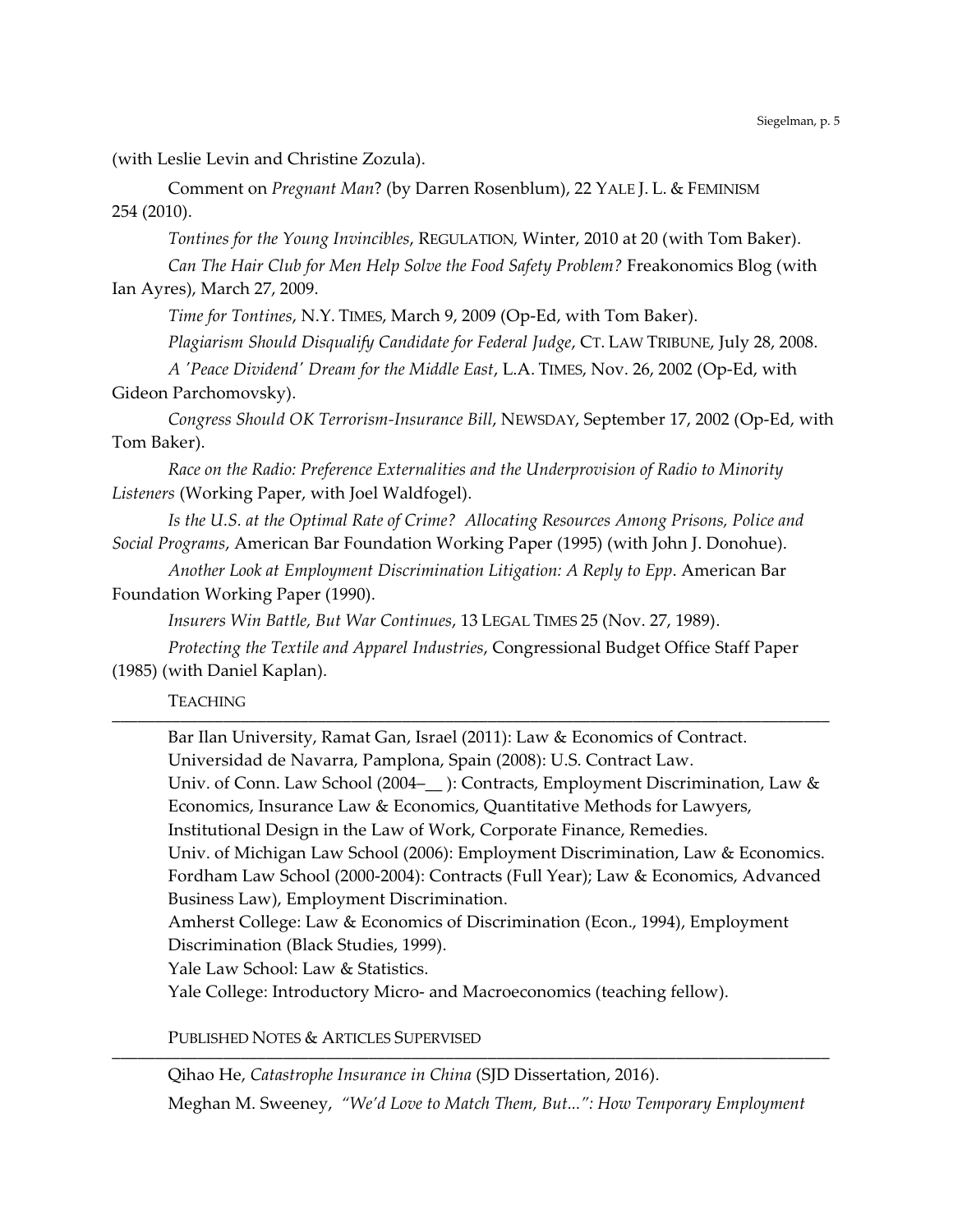(with Leslie Levin and Christine Zozula).

Comment on *Pregnant Man*? (by Darren Rosenblum), 22 YALE J. L. & FEMINISM 254 (2010).

*Tontines for the Young Invincibles*, REGULATION, Winter, 2010 at 20 (with Tom Baker).

*Can The Hair Club for Men Help Solve the Food Safety Problem?* Freakonomics Blog (with Ian Ayres), March 27, 2009.

*Time for Tontines*, N.Y. TIMES, March 9, 2009 (Op-Ed, with Tom Baker).

*Plagiarism Should Disqualify Candidate for Federal Judge*, CT. LAW TRIBUNE, July 28, 2008.

*A 'Peace Dividend' Dream for the Middle East*, L.A. TIMES, Nov. 26, 2002 (Op-Ed, with Gideon Parchomovsky).

*Congress Should OK Terrorism-Insurance Bill*, NEWSDAY, September 17, 2002 (Op-Ed, with Tom Baker).

*Race on the Radio: Preference Externalities and the Underprovision of Radio to Minority Listeners* (Working Paper, with Joel Waldfogel).

*Is the U.S. at the Optimal Rate of Crime? Allocating Resources Among Prisons, Police and Social Programs*, American Bar Foundation Working Paper (1995) (with John J. Donohue).

*Another Look at Employment Discrimination Litigation: A Reply to Epp*. American Bar Foundation Working Paper (1990).

*Insurers Win Battle, But War Continues*, 13 LEGAL TIMES 25 (Nov. 27, 1989).

*Protecting the Textile and Apparel Industries*, Congressional Budget Office Staff Paper (1985) (with Daniel Kaplan).

## TEACHING

Bar Ilan University, Ramat Gan, Israel (2011): Law & Economics of Contract.
Universidad de Navarra, Pamplona, Spain (2008): U.S. Contract Law.
Univ. of Conn. Law School (2004–__ ): Contracts, Employment Discrimination, Law & Economics, Insurance Law & Economics, Quantitative Methods for Lawyers, Institutional Design in the Law of Work, Corporate Finance, Remedies.
Univ. of Michigan Law School (2006): Employment Discrimination, Law & Economics.
Fordham Law School (2000-2004): Contracts (Full Year); Law & Economics, Advanced Business Law), Employment Discrimination.
Amherst College: Law & Economics of Discrimination (Econ., 1994), Employment Discrimination (Black Studies, 1999).
Yale Law School: Law & Statistics.
Yale College: Introductory Micro- and Macroeconomics (teaching fellow).

## PUBLISHED NOTES & ARTICLES SUPERVISED

Qihao He, *Catastrophe Insurance in China* (SJD Dissertation, 2016).

Meghan M. Sweeney, *"We'd Love to Match Them, But...": How Temporary Employment*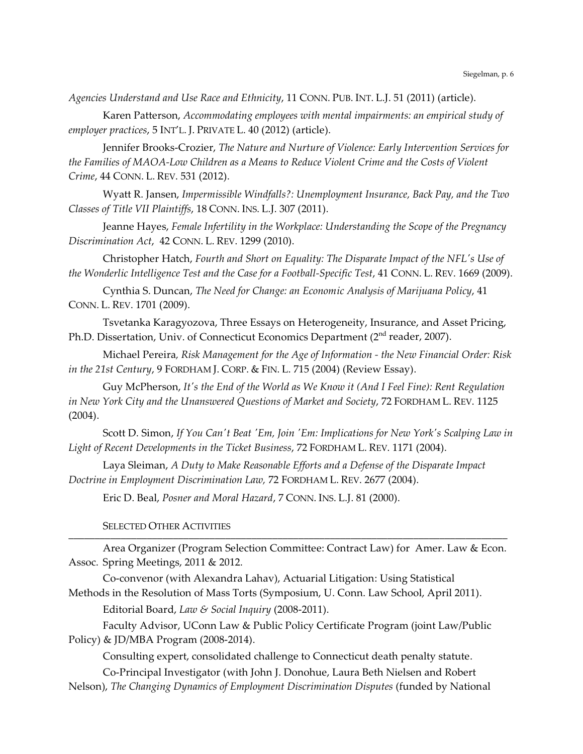*Agencies Understand and Use Race and Ethnicity*, 11 CONN. PUB. INT. L.J. 51 (2011) (article).

Karen Patterson, *Accommodating employees with mental impairments: an empirical study of employer practices*, 5 INT'L. J. PRIVATE L. 40 (2012) (article).

Jennifer Brooks-Crozier, *The Nature and Nurture of Violence: Early Intervention Services for the Families of MAOA-Low Children as a Means to Reduce Violent Crime and the Costs of Violent Crime*, 44 CONN. L. REV. 531 (2012).

Wyatt R. Jansen, *Impermissible Windfalls?: Unemployment Insurance, Back Pay, and the Two Classes of Title VII Plaintiffs*, 18 CONN. INS. L.J. 307 (2011).

Jeanne Hayes, *Female Infertility in the Workplace: Understanding the Scope of the Pregnancy Discrimination Act*, 42 CONN. L. REV. 1299 (2010).

Christopher Hatch, *Fourth and Short on Equality: The Disparate Impact of the NFL's Use of the Wonderlic Intelligence Test and the Case for a Football-Specific Test*, 41 CONN. L. REV. 1669 (2009).

Cynthia S. Duncan, *The Need for Change: an Economic Analysis of Marijuana Policy*, 41 CONN. L. REV. 1701 (2009).

Tsvetanka Karagyozova, Three Essays on Heterogeneity, Insurance, and Asset Pricing, Ph.D. Dissertation, Univ. of Connecticut Economics Department (2nd reader, 2007).

Michael Pereira, *Risk Management for the Age of Information - the New Financial Order: Risk in the 21st Century*, 9 FORDHAM J. CORP. & FIN. L. 715 (2004) (Review Essay).

Guy McPherson, *It's the End of the World as We Know it (And I Feel Fine): Rent Regulation in New York City and the Unanswered Questions of Market and Society*, 72 FORDHAM L. REV. 1125 (2004).

Scott D. Simon, *If You Can't Beat 'Em, Join 'Em: Implications for New York's Scalping Law in Light of Recent Developments in the Ticket Business*, 72 FORDHAM L. REV. 1171 (2004).

Laya Sleiman, *A Duty to Make Reasonable Efforts and a Defense of the Disparate Impact Doctrine in Employment Discrimination Law,* 72 FORDHAM L. REV. 2677 (2004).

Eric D. Beal, *Posner and Moral Hazard*, 7 CONN. INS. L.J. 81 (2000).

## SELECTED OTHER ACTIVITIES

Area Organizer (Program Selection Committee: Contract Law) for Amer. Law & Econ. Assoc. Spring Meetings, 2011 & 2012.

Co-convenor (with Alexandra Lahav), Actuarial Litigation: Using Statistical Methods in the Resolution of Mass Torts (Symposium, U. Conn. Law School, April 2011).

Editorial Board, *Law & Social Inquiry* (2008-2011).

Faculty Advisor, UConn Law & Public Policy Certificate Program (joint Law/Public Policy) & JD/MBA Program (2008-2014).

Consulting expert, consolidated challenge to Connecticut death penalty statute.

Co-Principal Investigator (with John J. Donohue, Laura Beth Nielsen and Robert Nelson), *The Changing Dynamics of Employment Discrimination Disputes* (funded by National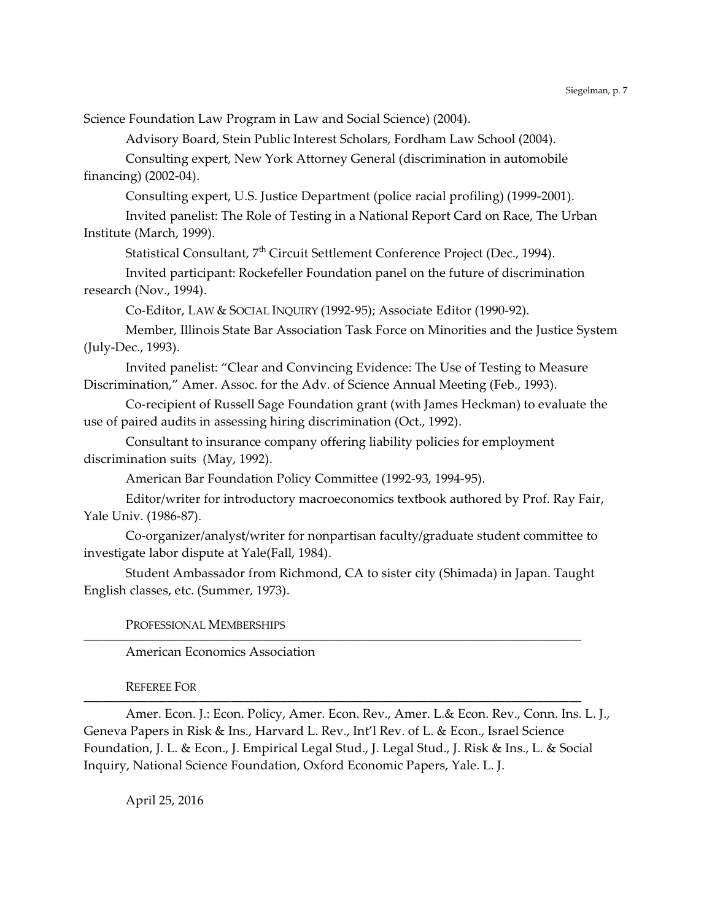Science Foundation Law Program in Law and Social Science) (2004).

Advisory Board, Stein Public Interest Scholars, Fordham Law School (2004).

Consulting expert, New York Attorney General (discrimination in automobile financing) (2002-04).

Consulting expert, U.S. Justice Department (police racial profiling) (1999-2001).

Invited panelist: The Role of Testing in a National Report Card on Race, The Urban Institute (March, 1999).

Statistical Consultant, 7th Circuit Settlement Conference Project (Dec., 1994).

Invited participant: Rockefeller Foundation panel on the future of discrimination research (Nov., 1994).

Co-Editor, LAW & SOCIAL INQUIRY (1992-95); Associate Editor (1990-92).

Member, Illinois State Bar Association Task Force on Minorities and the Justice System (July-Dec., 1993).

Invited panelist: "Clear and Convincing Evidence: The Use of Testing to Measure Discrimination," Amer. Assoc. for the Adv. of Science Annual Meeting (Feb., 1993).

Co-recipient of Russell Sage Foundation grant (with James Heckman) to evaluate the use of paired audits in assessing hiring discrimination (Oct., 1992).

Consultant to insurance company offering liability policies for employment discrimination suits (May, 1992).

American Bar Foundation Policy Committee (1992-93, 1994-95).

Editor/writer for introductory macroeconomics textbook authored by Prof. Ray Fair, Yale Univ. (1986-87).

Co-organizer/analyst/writer for nonpartisan faculty/graduate student committee to investigate labor dispute at Yale(Fall, 1984).

Student Ambassador from Richmond, CA to sister city (Shimada) in Japan. Taught English classes, etc. (Summer, 1973).

## PROFESSIONAL MEMBERSHIPS

American Economics Association

## REFEREE FOR

Amer. Econ. J.: Econ. Policy, Amer. Econ. Rev., Amer. L.& Econ. Rev., Conn. Ins. L. J., Geneva Papers in Risk & Ins., Harvard L. Rev., Int'l Rev. of L. & Econ., Israel Science Foundation, J. L. & Econ., J. Empirical Legal Stud., J. Legal Stud., J. Risk & Ins., L. & Social Inquiry, National Science Foundation, Oxford Economic Papers, Yale. L. J.

April 25, 2016